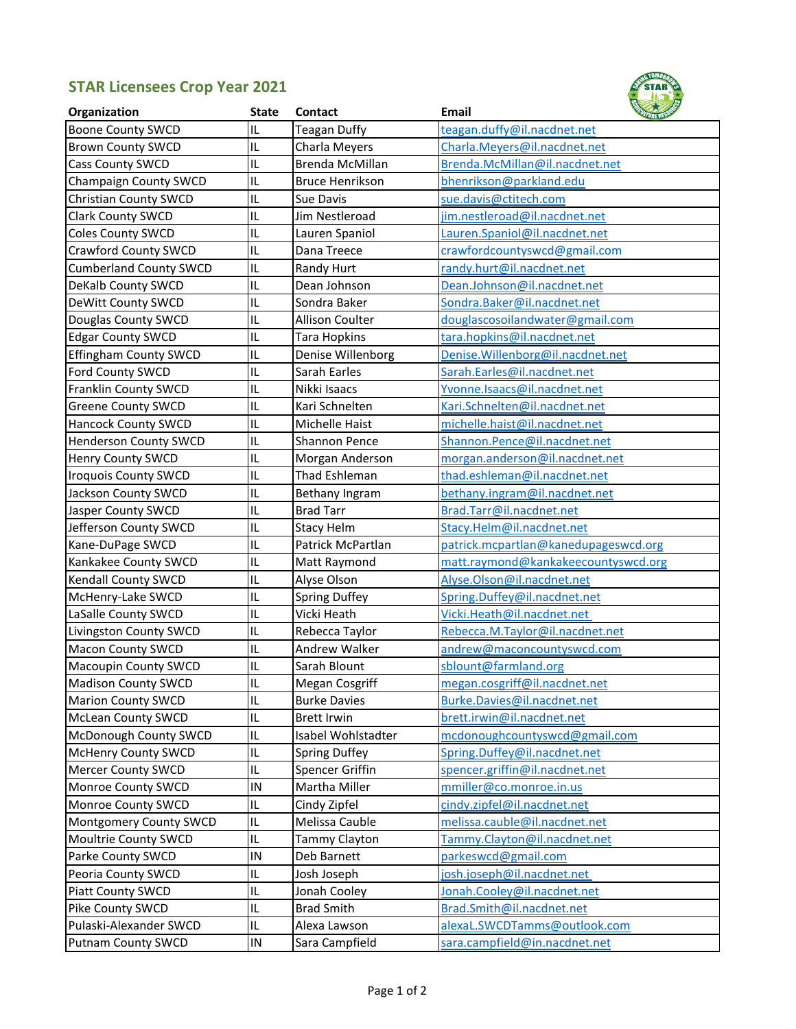## STAR Licensees Crop Year 2021

| Organization | State | Contact | Email |
|---|---|---|---|
| Boone County SWCD | IL | Teagan Duffy | teagan.duffy@il.nacdnet.net |
| Brown County SWCD | IL | Charla Meyers | Charla.Meyers@il.nacdnet.net |
| Cass County SWCD | IL | Brenda McMillan | Brenda.McMillan@il.nacdnet.net |
| Champaign County SWCD | IL | Bruce Henrikson | bhenrikson@parkland.edu |
| Christian County SWCD | IL | Sue Davis | sue.davis@ctitech.com |
| Clark County SWCD | IL | Jim Nestleroad | jim.nestleroad@il.nacdnet.net |
| Coles County SWCD | IL | Lauren Spaniol | Lauren.Spaniol@il.nacdnet.net |
| Crawford County SWCD | IL | Dana Treece | crawfordcountyswcd@gmail.com |
| Cumberland County SWCD | IL | Randy Hurt | randy.hurt@il.nacdnet.net |
| DeKalb County SWCD | IL | Dean Johnson | Dean.Johnson@il.nacdnet.net |
| DeWitt County SWCD | IL | Sondra Baker | Sondra.Baker@il.nacdnet.net |
| Douglas County SWCD | IL | Allison Coulter | douglascosoilandwater@gmail.com |
| Edgar County SWCD | IL | Tara Hopkins | tara.hopkins@il.nacdnet.net |
| Effingham County SWCD | IL | Denise Willenborg | Denise.Willenborg@il.nacdnet.net |
| Ford County SWCD | IL | Sarah Earles | Sarah.Earles@il.nacdnet.net |
| Franklin County SWCD | IL | Nikki Isaacs | Yvonne.Isaacs@il.nacdnet.net |
| Greene County SWCD | IL | Kari Schnelten | Kari.Schnelten@il.nacdnet.net |
| Hancock County SWCD | IL | Michelle Haist | michelle.haist@il.nacdnet.net |
| Henderson County SWCD | IL | Shannon Pence | Shannon.Pence@il.nacdnet.net |
| Henry County SWCD | IL | Morgan Anderson | morgan.anderson@il.nacdnet.net |
| Iroquois County SWCD | IL | Thad Eshleman | thad.eshleman@il.nacdnet.net |
| Jackson County SWCD | IL | Bethany Ingram | bethany.ingram@il.nacdnet.net |
| Jasper County SWCD | IL | Brad Tarr | Brad.Tarr@il.nacdnet.net |
| Jefferson County SWCD | IL | Stacy Helm | Stacy.Helm@il.nacdnet.net |
| Kane-DuPage SWCD | IL | Patrick McPartlan | patrick.mcpartlan@kanedupageswcd.org |
| Kankakee County SWCD | IL | Matt Raymond | matt.raymond@kankakeecountyswcd.org |
| Kendall County SWCD | IL | Alyse Olson | Alyse.Olson@il.nacdnet.net |
| McHenry-Lake SWCD | IL | Spring Duffey | Spring.Duffey@il.nacdnet.net |
| LaSalle County SWCD | IL | Vicki Heath | Vicki.Heath@il.nacdnet.net |
| Livingston County SWCD | IL | Rebecca Taylor | Rebecca.M.Taylor@il.nacdnet.net |
| Macon County SWCD | IL | Andrew Walker | andrew@maconcountyswcd.com |
| Macoupin County SWCD | IL | Sarah Blount | sblount@farmland.org |
| Madison County SWCD | IL | Megan Cosgriff | megan.cosgriff@il.nacdnet.net |
| Marion County SWCD | IL | Burke Davies | Burke.Davies@il.nacdnet.net |
| McLean County SWCD | IL | Brett Irwin | brett.irwin@il.nacdnet.net |
| McDonough County SWCD | IL | Isabel Wohlstadter | mcdonoughcountyswcd@gmail.com |
| McHenry County SWCD | IL | Spring Duffey | Spring.Duffey@il.nacdnet.net |
| Mercer County SWCD | IL | Spencer Griffin | spencer.griffin@il.nacdnet.net |
| Monroe County SWCD | IN | Martha Miller | mmiller@co.monroe.in.us |
| Monroe County SWCD | IL | Cindy Zipfel | cindy.zipfel@il.nacdnet.net |
| Montgomery County SWCD | IL | Melissa Cauble | melissa.cauble@il.nacdnet.net |
| Moultrie County SWCD | IL | Tammy Clayton | Tammy.Clayton@il.nacdnet.net |
| Parke County SWCD | IN | Deb Barnett | parkeswcd@gmail.com |
| Peoria County SWCD | IL | Josh Joseph | josh.joseph@il.nacdnet.net |
| Piatt County SWCD | IL | Jonah Cooley | Jonah.Cooley@il.nacdnet.net |
| Pike County SWCD | IL | Brad Smith | Brad.Smith@il.nacdnet.net |
| Pulaski-Alexander SWCD | IL | Alexa Lawson | alexaL.SWCDTamms@outlook.com |
| Putnam County SWCD | IN | Sara Campfield | sara.campfield@in.nacdnet.net |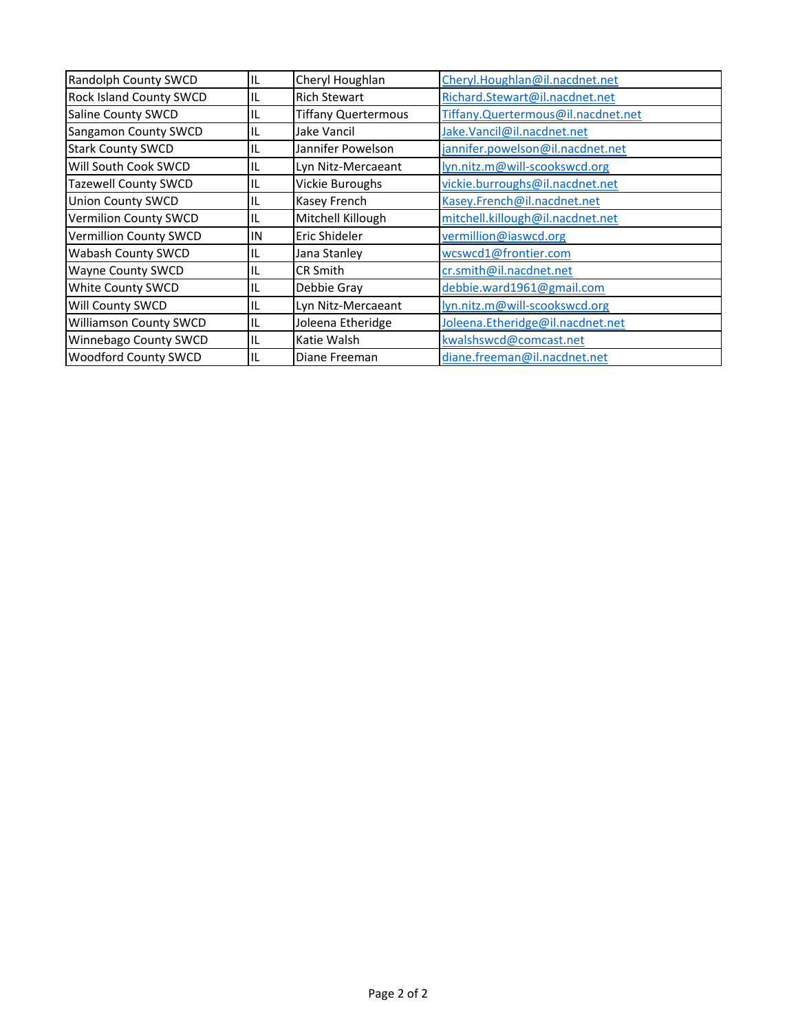| | | | |
|---|---|---|---|
| Randolph County SWCD | IL | Cheryl Houghlan | Cheryl.Houghlan@il.nacdnet.net |
| Rock Island County SWCD | IL | Rich Stewart | Richard.Stewart@il.nacdnet.net |
| Saline County SWCD | IL | Tiffany Quertermous | Tiffany.Quertermous@il.nacdnet.net |
| Sangamon County SWCD | IL | Jake Vancil | Jake.Vancil@il.nacdnet.net |
| Stark County SWCD | IL | Jannifer Powelson | jannifer.powelson@il.nacdnet.net |
| Will South Cook SWCD | IL | Lyn Nitz-Mercaeant | lyn.nitz.m@will-scookswcd.org |
| Tazewell County SWCD | IL | Vickie Buroughs | vickie.burroughs@il.nacdnet.net |
| Union County SWCD | IL | Kasey French | Kasey.French@il.nacdnet.net |
| Vermilion County SWCD | IL | Mitchell Killough | mitchell.killough@il.nacdnet.net |
| Vermillion County SWCD | IN | Eric Shideler | vermillion@iaswcd.org |
| Wabash County SWCD | IL | Jana Stanley | wcswcd1@frontier.com |
| Wayne County SWCD | IL | CR Smith | cr.smith@il.nacdnet.net |
| White County SWCD | IL | Debbie Gray | debbie.ward1961@gmail.com |
| Will County SWCD | IL | Lyn Nitz-Mercaeant | lyn.nitz.m@will-scookswcd.org |
| Williamson County SWCD | IL | Joleena Etheridge | Joleena.Etheridge@il.nacdnet.net |
| Winnebago County SWCD | IL | Katie Walsh | kwalshswcd@comcast.net |
| Woodford County SWCD | IL | Diane Freeman | diane.freeman@il.nacdnet.net |